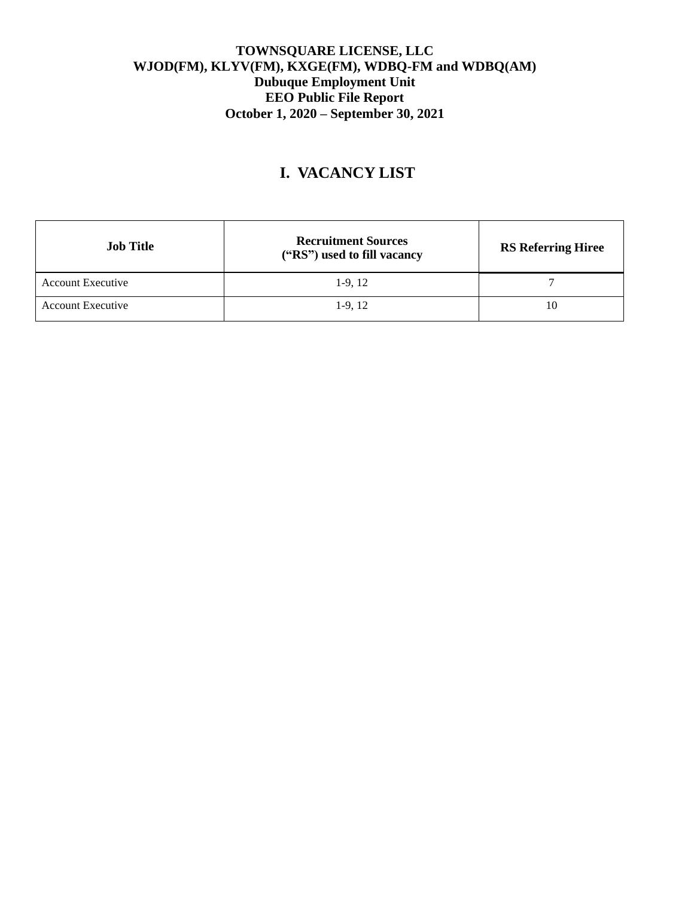**TOWNSQUARE LICENSE, LLC**
**WJOD(FM), KLYV(FM), KXGE(FM), WDBQ-FM and WDBQ(AM)**
**Dubuque Employment Unit**
**EEO Public File Report**
**October 1, 2020 – September 30, 2021**

# I. VACANCY LIST

| Job Title | Recruitment Sources ("RS") used to fill vacancy | RS Referring Hiree |
|---|---|---|
| Account Executive | 1-9, 12 | 7 |
| Account Executive | 1-9, 12 | 10 |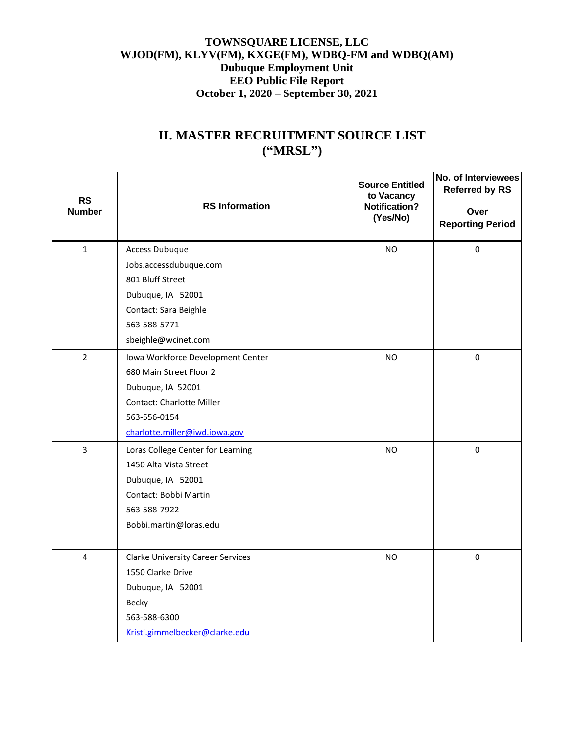**TOWNSQUARE LICENSE, LLC**
**WJOD(FM), KLYV(FM), KXGE(FM), WDBQ-FM and WDBQ(AM)**
**Dubuque Employment Unit**
**EEO Public File Report**
**October 1, 2020 – September 30, 2021**

## II. MASTER RECRUITMENT SOURCE LIST ("MRSL")

| RS Number | RS Information | Source Entitled to Vacancy Notification? (Yes/No) | No. of Interviewees Referred by RS Over Reporting Period |
|---|---|---|---|
| 1 | Access Dubuque<br>Jobs.accessdubuque.com<br>801 Bluff Street<br>Dubuque, IA 52001<br>Contact: Sara Beighle<br>563-588-5771<br>sbeighle@wcinet.com | NO | 0 |
| 2 | Iowa Workforce Development Center<br>680 Main Street Floor 2<br>Dubuque, IA 52001<br>Contact: Charlotte Miller<br>563-556-0154<br>charlotte.miller@iwd.iowa.gov | NO | 0 |
| 3 | Loras College Center for Learning<br>1450 Alta Vista Street<br>Dubuque, IA 52001<br>Contact: Bobbi Martin<br>563-588-7922<br>Bobbi.martin@loras.edu | NO | 0 |
| 4 | Clarke University Career Services<br>1550 Clarke Drive<br>Dubuque, IA 52001<br>Becky<br>563-588-6300<br>Kristi.gimmelbecker@clarke.edu | NO | 0 |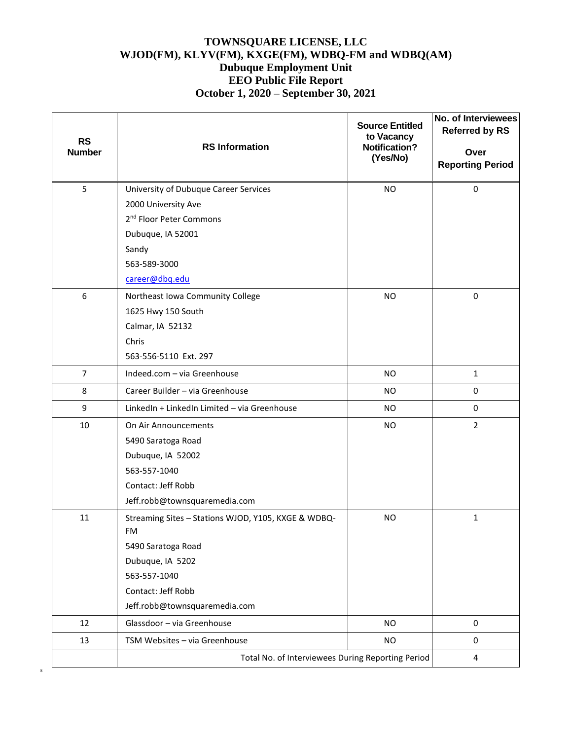# TOWNSQUARE LICENSE, LLC
# WJOD(FM), KLYV(FM), KXGE(FM), WDBQ-FM and WDBQ(AM)
## Dubuque Employment Unit
## EEO Public File Report
## October 1, 2020 – September 30, 2021

| RS Number | RS Information | Source Entitled to Vacancy Notification? (Yes/No) | No. of Interviewees Referred by RS Over Reporting Period |
|---|---|---|---|
| 5 | University of Dubuque Career Services<br>2000 University Ave<br>2nd Floor Peter Commons<br>Dubuque, IA 52001<br>Sandy<br>563-589-3000<br>career@dbq.edu | NO | 0 |
| 6 | Northeast Iowa Community College<br>1625 Hwy 150 South<br>Calmar, IA 52132<br>Chris<br>563-556-5110 Ext. 297 | NO | 0 |
| 7 | Indeed.com – via Greenhouse | NO | 1 |
| 8 | Career Builder – via Greenhouse | NO | 0 |
| 9 | LinkedIn + LinkedIn Limited – via Greenhouse | NO | 0 |
| 10 | On Air Announcements<br>5490 Saratoga Road<br>Dubuque, IA 52002<br>563-557-1040<br>Contact: Jeff Robb<br>Jeff.robb@townsquaremedia.com | NO | 2 |
| 11 | Streaming Sites – Stations WJOD, Y105, KXGE & WDBQ-FM<br>5490 Saratoga Road<br>Dubuque, IA 5202<br>563-557-1040<br>Contact: Jeff Robb<br>Jeff.robb@townsquaremedia.com | NO | 1 |
| 12 | Glassdoor – via Greenhouse | NO | 0 |
| 13 | TSM Websites – via Greenhouse | NO | 0 |
| | Total No. of Interviewees During Reporting Period | | 4 |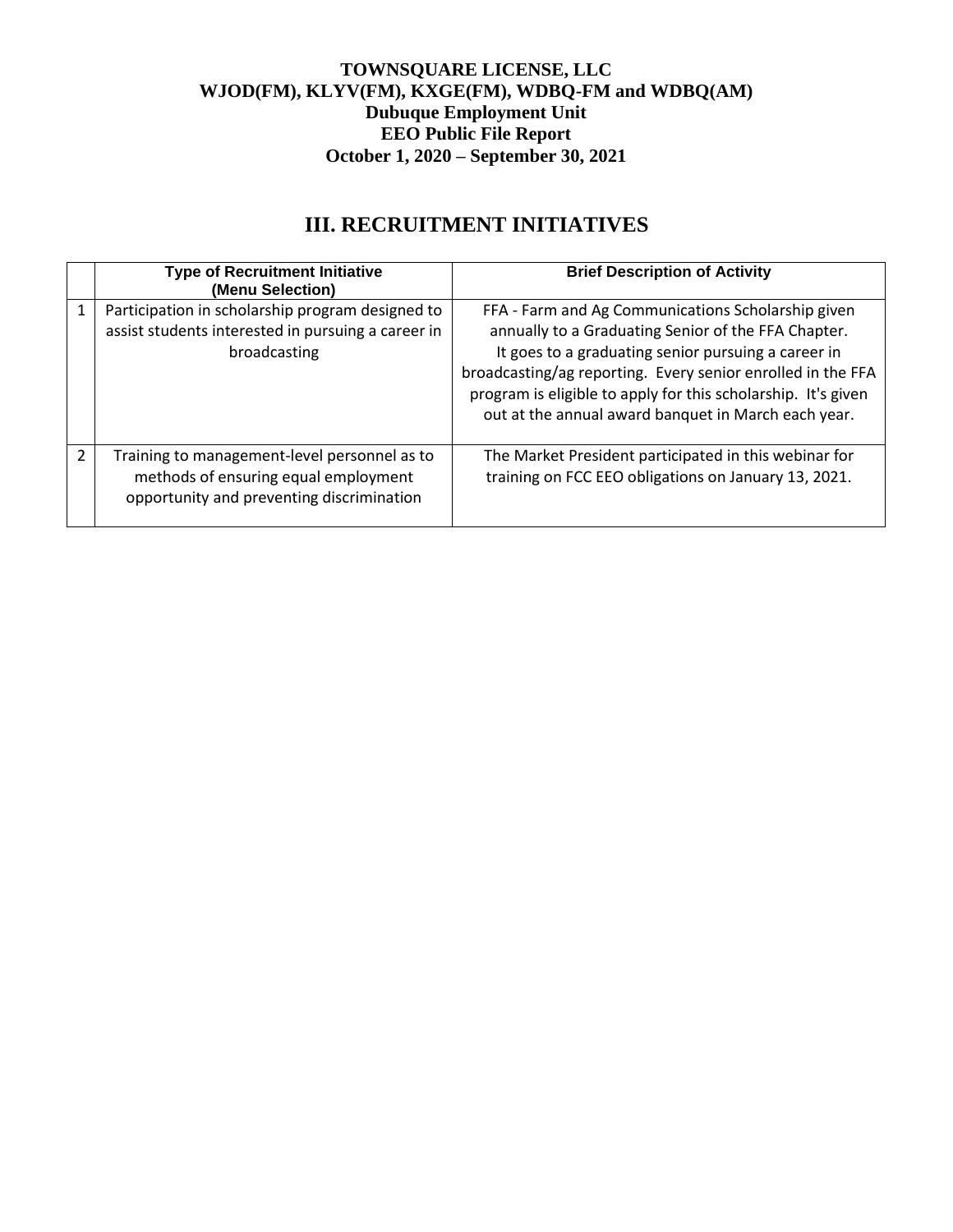**TOWNSQUARE LICENSE, LLC**
**WJOD(FM), KLYV(FM), KXGE(FM), WDBQ-FM and WDBQ(AM)**
**Dubuque Employment Unit**
**EEO Public File Report**
**October 1, 2020 – September 30, 2021**

## III. RECRUITMENT INITIATIVES

| | Type of Recruitment Initiative (Menu Selection) | Brief Description of Activity |
|---|---|---|
| 1 | Participation in scholarship program designed to assist students interested in pursuing a career in broadcasting | FFA - Farm and Ag Communications Scholarship given annually to a Graduating Senior of the FFA Chapter. It goes to a graduating senior pursuing a career in broadcasting/ag reporting. Every senior enrolled in the FFA program is eligible to apply for this scholarship. It's given out at the annual award banquet in March each year. |
| 2 | Training to management-level personnel as to methods of ensuring equal employment opportunity and preventing discrimination | The Market President participated in this webinar for training on FCC EEO obligations on January 13, 2021. |